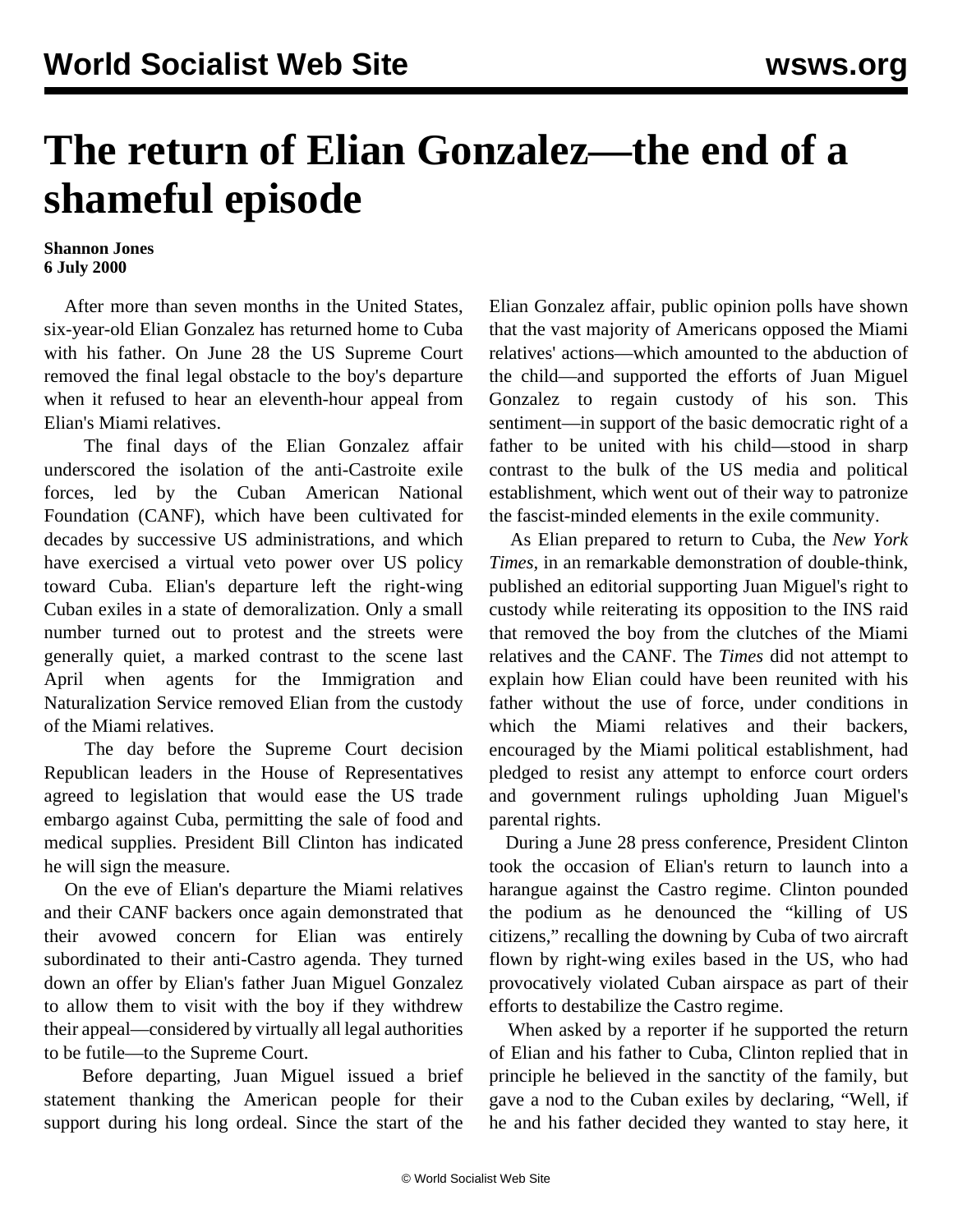# The return of Elian Gonzalez—the end of a shameful episode

**Shannon Jones**
**6 July 2000**

After more than seven months in the United States, six-year-old Elian Gonzalez has returned home to Cuba with his father. On June 28 the US Supreme Court removed the final legal obstacle to the boy's departure when it refused to hear an eleventh-hour appeal from Elian's Miami relatives.

The final days of the Elian Gonzalez affair underscored the isolation of the anti-Castroite exile forces, led by the Cuban American National Foundation (CANF), which have been cultivated for decades by successive US administrations, and which have exercised a virtual veto power over US policy toward Cuba. Elian's departure left the right-wing Cuban exiles in a state of demoralization. Only a small number turned out to protest and the streets were generally quiet, a marked contrast to the scene last April when agents for the Immigration and Naturalization Service removed Elian from the custody of the Miami relatives.

The day before the Supreme Court decision Republican leaders in the House of Representatives agreed to legislation that would ease the US trade embargo against Cuba, permitting the sale of food and medical supplies. President Bill Clinton has indicated he will sign the measure.

On the eve of Elian's departure the Miami relatives and their CANF backers once again demonstrated that their avowed concern for Elian was entirely subordinated to their anti-Castro agenda. They turned down an offer by Elian's father Juan Miguel Gonzalez to allow them to visit with the boy if they withdrew their appeal—considered by virtually all legal authorities to be futile—to the Supreme Court.

Before departing, Juan Miguel issued a brief statement thanking the American people for their support during his long ordeal. Since the start of the Elian Gonzalez affair, public opinion polls have shown that the vast majority of Americans opposed the Miami relatives' actions—which amounted to the abduction of the child—and supported the efforts of Juan Miguel Gonzalez to regain custody of his son. This sentiment—in support of the basic democratic right of a father to be united with his child—stood in sharp contrast to the bulk of the US media and political establishment, which went out of their way to patronize the fascist-minded elements in the exile community.

As Elian prepared to return to Cuba, the *New York Times*, in an remarkable demonstration of double-think, published an editorial supporting Juan Miguel's right to custody while reiterating its opposition to the INS raid that removed the boy from the clutches of the Miami relatives and the CANF. The *Times* did not attempt to explain how Elian could have been reunited with his father without the use of force, under conditions in which the Miami relatives and their backers, encouraged by the Miami political establishment, had pledged to resist any attempt to enforce court orders and government rulings upholding Juan Miguel's parental rights.

During a June 28 press conference, President Clinton took the occasion of Elian's return to launch into a harangue against the Castro regime. Clinton pounded the podium as he denounced the "killing of US citizens," recalling the downing by Cuba of two aircraft flown by right-wing exiles based in the US, who had provocatively violated Cuban airspace as part of their efforts to destabilize the Castro regime.

When asked by a reporter if he supported the return of Elian and his father to Cuba, Clinton replied that in principle he believed in the sanctity of the family, but gave a nod to the Cuban exiles by declaring, "Well, if he and his father decided they wanted to stay here, it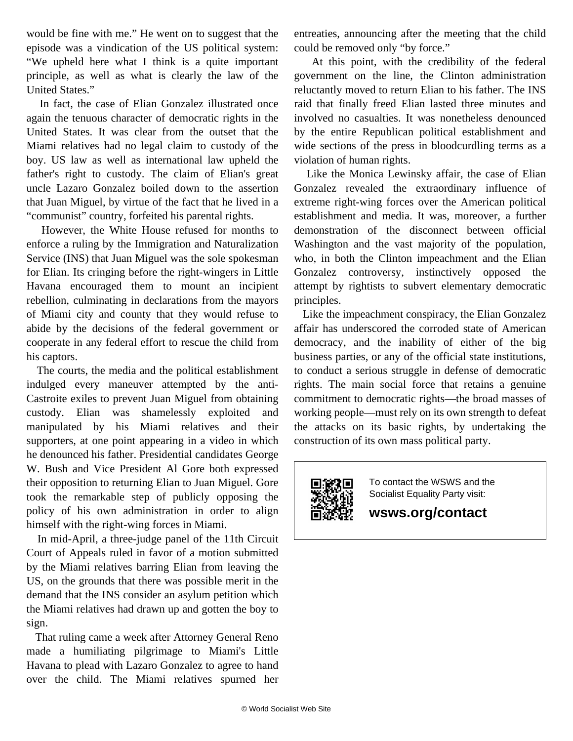would be fine with me." He went on to suggest that the episode was a vindication of the US political system: "We upheld here what I think is a quite important principle, as well as what is clearly the law of the United States."

In fact, the case of Elian Gonzalez illustrated once again the tenuous character of democratic rights in the United States. It was clear from the outset that the Miami relatives had no legal claim to custody of the boy. US law as well as international law upheld the father's right to custody. The claim of Elian's great uncle Lazaro Gonzalez boiled down to the assertion that Juan Miguel, by virtue of the fact that he lived in a "communist" country, forfeited his parental rights.

However, the White House refused for months to enforce a ruling by the Immigration and Naturalization Service (INS) that Juan Miguel was the sole spokesman for Elian. Its cringing before the right-wingers in Little Havana encouraged them to mount an incipient rebellion, culminating in declarations from the mayors of Miami city and county that they would refuse to abide by the decisions of the federal government or cooperate in any federal effort to rescue the child from his captors.

The courts, the media and the political establishment indulged every maneuver attempted by the anti-Castroite exiles to prevent Juan Miguel from obtaining custody. Elian was shamelessly exploited and manipulated by his Miami relatives and their supporters, at one point appearing in a video in which he denounced his father. Presidential candidates George W. Bush and Vice President Al Gore both expressed their opposition to returning Elian to Juan Miguel. Gore took the remarkable step of publicly opposing the policy of his own administration in order to align himself with the right-wing forces in Miami.

In mid-April, a three-judge panel of the 11th Circuit Court of Appeals ruled in favor of a motion submitted by the Miami relatives barring Elian from leaving the US, on the grounds that there was possible merit in the demand that the INS consider an asylum petition which the Miami relatives had drawn up and gotten the boy to sign.

That ruling came a week after Attorney General Reno made a humiliating pilgrimage to Miami's Little Havana to plead with Lazaro Gonzalez to agree to hand over the child. The Miami relatives spurned her entreaties, announcing after the meeting that the child could be removed only "by force."

At this point, with the credibility of the federal government on the line, the Clinton administration reluctantly moved to return Elian to his father. The INS raid that finally freed Elian lasted three minutes and involved no casualties. It was nonetheless denounced by the entire Republican political establishment and wide sections of the press in bloodcurdling terms as a violation of human rights.

Like the Monica Lewinsky affair, the case of Elian Gonzalez revealed the extraordinary influence of extreme right-wing forces over the American political establishment and media. It was, moreover, a further demonstration of the disconnect between official Washington and the vast majority of the population, who, in both the Clinton impeachment and the Elian Gonzalez controversy, instinctively opposed the attempt by rightists to subvert elementary democratic principles.

Like the impeachment conspiracy, the Elian Gonzalez affair has underscored the corroded state of American democracy, and the inability of either of the big business parties, or any of the official state institutions, to conduct a serious struggle in defense of democratic rights. The main social force that retains a genuine commitment to democratic rights—the broad masses of working people—must rely on its own strength to defeat the attacks on its basic rights, by undertaking the construction of its own mass political party.

To contact the WSWS and the Socialist Equality Party visit:

**wsws.org/contact**